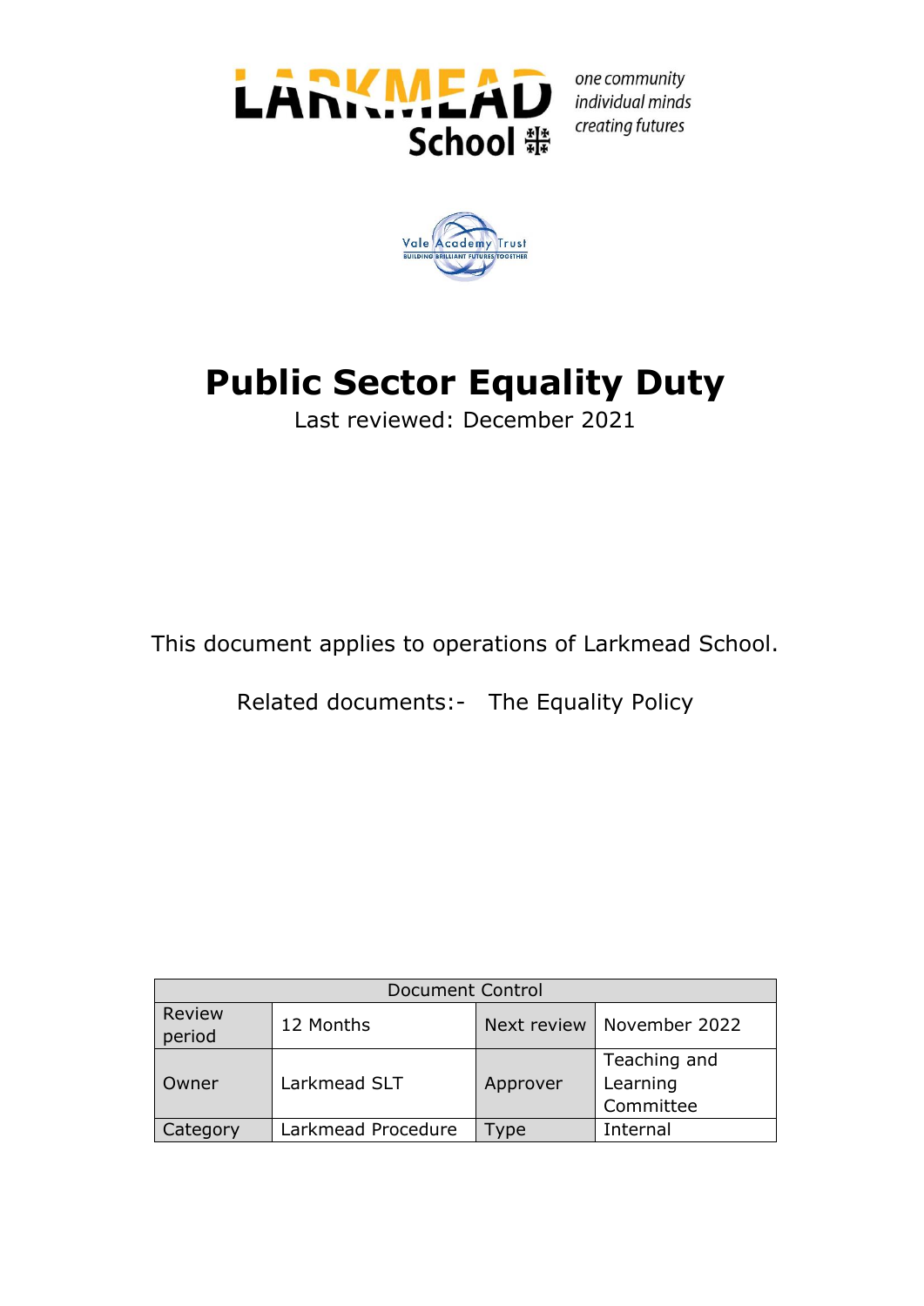LARKMEAD School

*one community*
*individual minds*
*creating futures*

Vale Academy Trust
BUILDING BRILLIANT FUTURES TOGETHER

# Public Sector Equality Duty

Last reviewed: December 2021

This document applies to operations of Larkmead School.

Related documents:- The Equality Policy

| Document Control | | | |
|---|---|---|---|
| Review period | 12 Months | Next review | November 2022 |
| Owner | Larkmead SLT | Approver | Teaching and Learning Committee |
| Category | Larkmead Procedure | Type | Internal |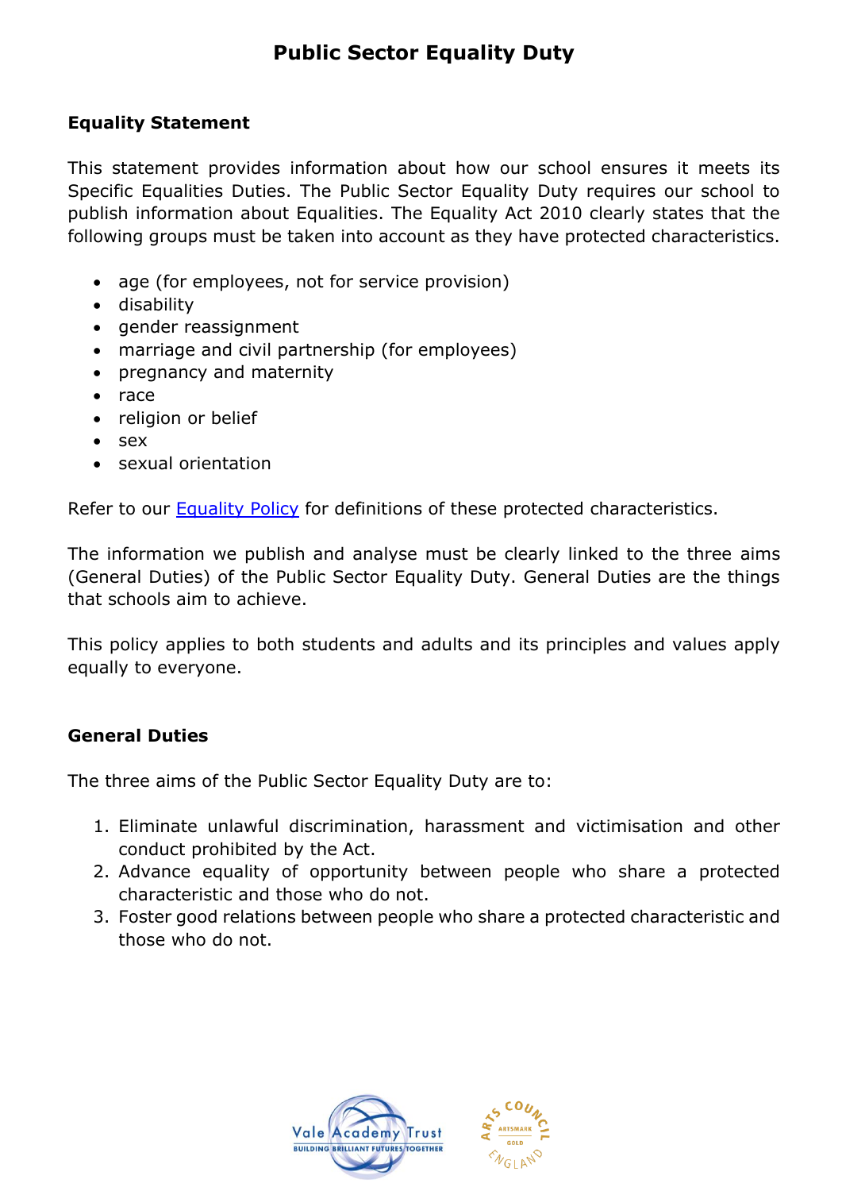# Public Sector Equality Duty

## Equality Statement

This statement provides information about how our school ensures it meets its Specific Equalities Duties. The Public Sector Equality Duty requires our school to publish information about Equalities. The Equality Act 2010 clearly states that the following groups must be taken into account as they have protected characteristics.

- age (for employees, not for service provision)
- disability
- gender reassignment
- marriage and civil partnership (for employees)
- pregnancy and maternity
- race
- religion or belief
- sex
- sexual orientation

Refer to our [Equality Policy] for definitions of these protected characteristics.

The information we publish and analyse must be clearly linked to the three aims (General Duties) of the Public Sector Equality Duty. General Duties are the things that schools aim to achieve.

This policy applies to both students and adults and its principles and values apply equally to everyone.

## General Duties

The three aims of the Public Sector Equality Duty are to:

1. Eliminate unlawful discrimination, harassment and victimisation and other conduct prohibited by the Act.
2. Advance equality of opportunity between people who share a protected characteristic and those who do not.
3. Foster good relations between people who share a protected characteristic and those who do not.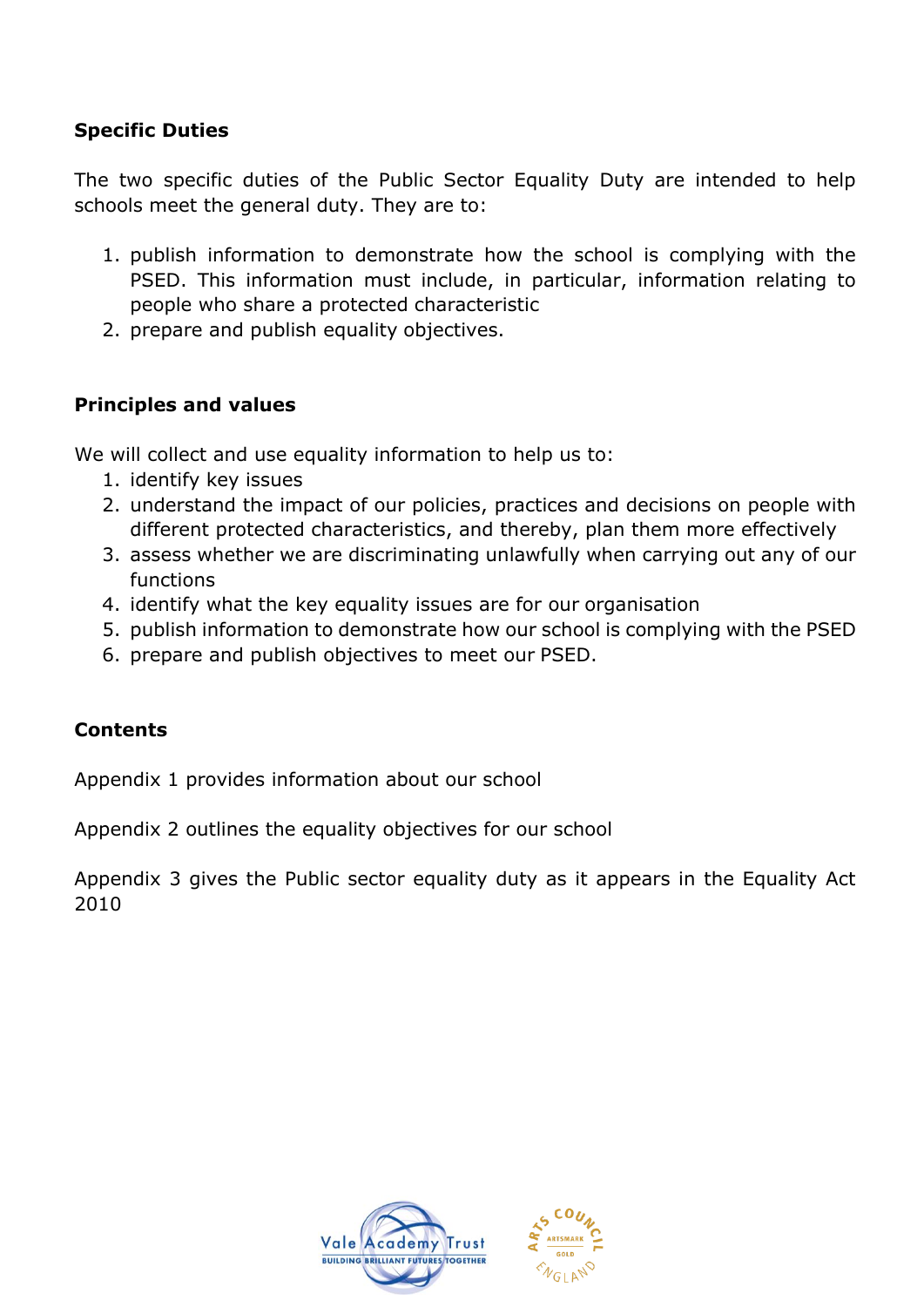**Specific Duties**

The two specific duties of the Public Sector Equality Duty are intended to help schools meet the general duty. They are to:

1. publish information to demonstrate how the school is complying with the PSED. This information must include, in particular, information relating to people who share a protected characteristic
2. prepare and publish equality objectives.

**Principles and values**

We will collect and use equality information to help us to:

1. identify key issues
2. understand the impact of our policies, practices and decisions on people with different protected characteristics, and thereby, plan them more effectively
3. assess whether we are discriminating unlawfully when carrying out any of our functions
4. identify what the key equality issues are for our organisation
5. publish information to demonstrate how our school is complying with the PSED
6. prepare and publish objectives to meet our PSED.

**Contents**

Appendix 1 provides information about our school

Appendix 2 outlines the equality objectives for our school

Appendix 3 gives the Public sector equality duty as it appears in the Equality Act 2010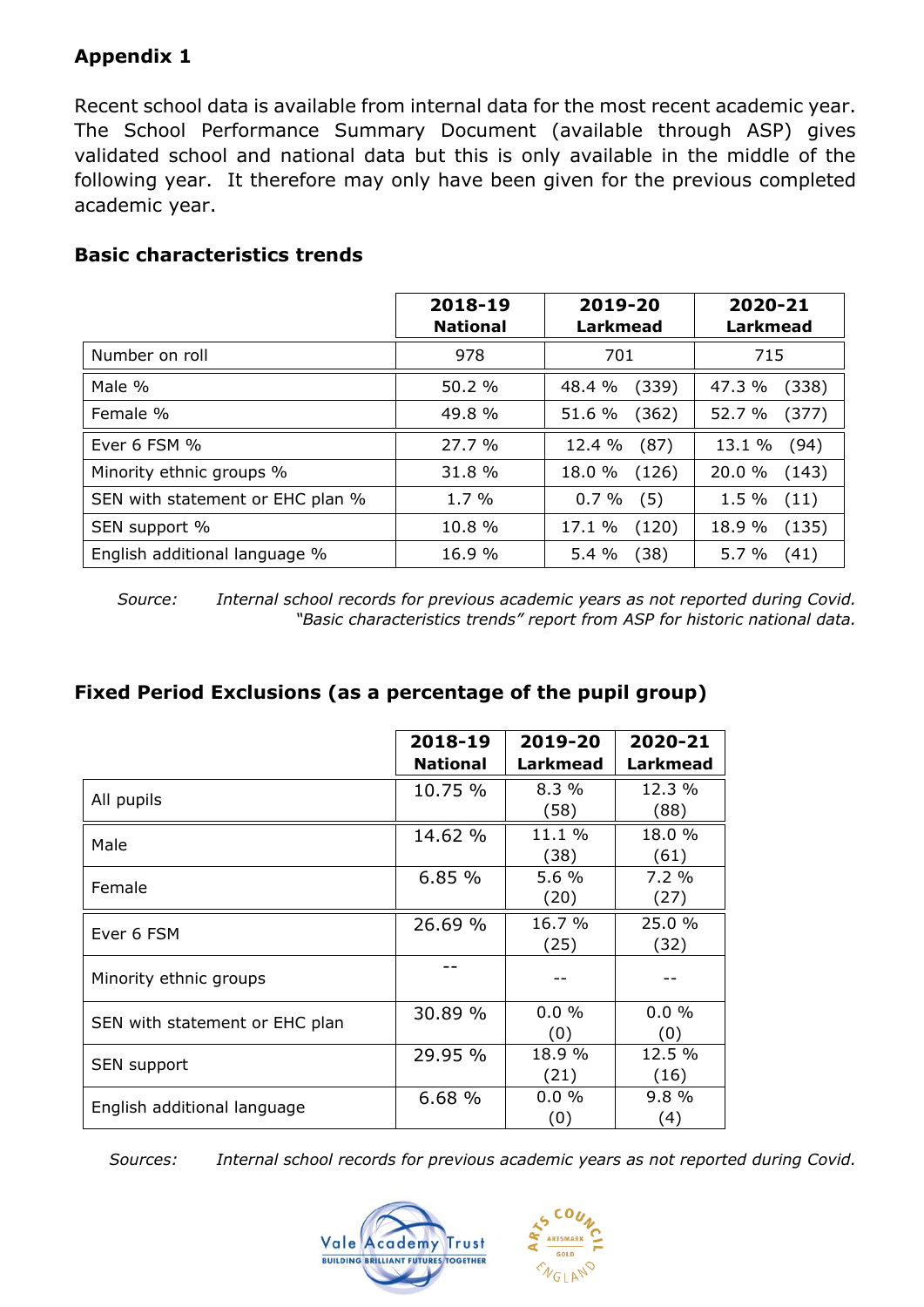## Appendix 1

Recent school data is available from internal data for the most recent academic year. The School Performance Summary Document (available through ASP) gives validated school and national data but this is only available in the middle of the following year. It therefore may only have been given for the previous completed academic year.

### Basic characteristics trends

| | 2018-19 National | 2019-20 Larkmead | 2020-21 Larkmead |
|---|---|---|---|
| Number on roll | 978 | 701 | 715 |
| Male % | 50.2 % | 48.4 % (339) | 47.3 % (338) |
| Female % | 49.8 % | 51.6 % (362) | 52.7 % (377) |
| Ever 6 FSM % | 27.7 % | 12.4 % (87) | 13.1 % (94) |
| Minority ethnic groups % | 31.8 % | 18.0 % (126) | 20.0 % (143) |
| SEN with statement or EHC plan % | 1.7 % | 0.7 % (5) | 1.5 % (11) |
| SEN support % | 10.8 % | 17.1 % (120) | 18.9 % (135) |
| English additional language % | 16.9 % | 5.4 % (38) | 5.7 % (41) |

*Source: Internal school records for previous academic years as not reported during Covid.*
*"Basic characteristics trends" report from ASP for historic national data.*

### Fixed Period Exclusions (as a percentage of the pupil group)

| | 2018-19 National | 2019-20 Larkmead | 2020-21 Larkmead |
|---|---|---|---|
| All pupils | 10.75 % | 8.3 % (58) | 12.3 % (88) |
| Male | 14.62 % | 11.1 % (38) | 18.0 % (61) |
| Female | 6.85 % | 5.6 % (20) | 7.2 % (27) |
| Ever 6 FSM | 26.69 % | 16.7 % (25) | 25.0 % (32) |
| Minority ethnic groups | -- | -- | -- |
| SEN with statement or EHC plan | 30.89 % | 0.0 % (0) | 0.0 % (0) |
| SEN support | 29.95 % | 18.9 % (21) | 12.5 % (16) |
| English additional language | 6.68 % | 0.0 % (0) | 9.8 % (4) |

*Sources: Internal school records for previous academic years as not reported during Covid.*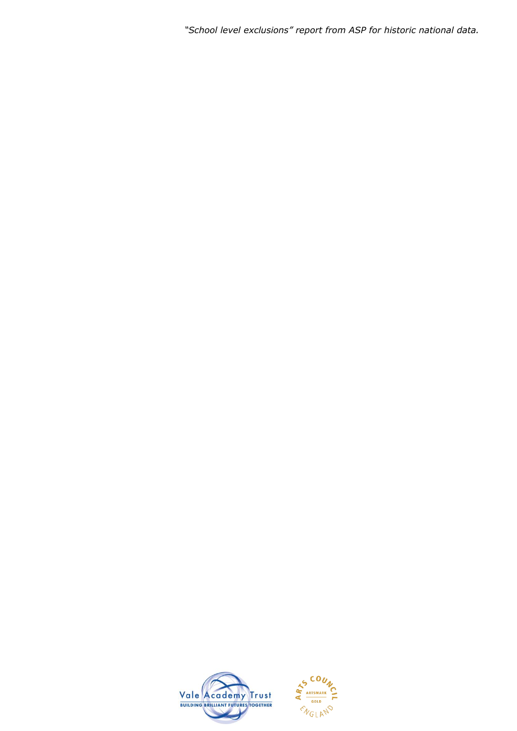*"School level exclusions" report from ASP for historic national data.*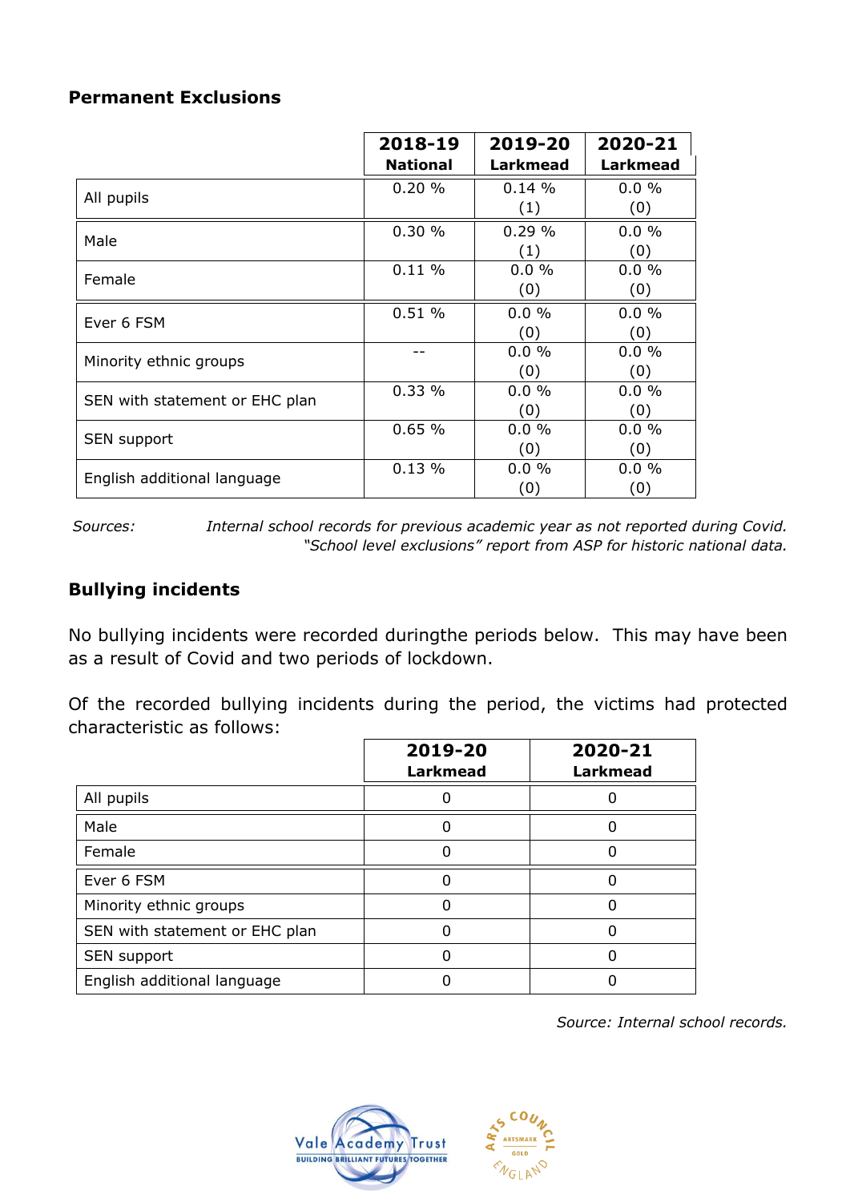### Permanent Exclusions

| | 2018-19 National | 2019-20 Larkmead | 2020-21 Larkmead |
|---|---|---|---|
| All pupils | 0.20 % | 0.14 % (1) | 0.0 % (0) |
| Male | 0.30 % | 0.29 % (1) | 0.0 % (0) |
| Female | 0.11 % | 0.0 % (0) | 0.0 % (0) |
| Ever 6 FSM | 0.51 % | 0.0 % (0) | 0.0 % (0) |
| Minority ethnic groups | -- | 0.0 % (0) | 0.0 % (0) |
| SEN with statement or EHC plan | 0.33 % | 0.0 % (0) | 0.0 % (0) |
| SEN support | 0.65 % | 0.0 % (0) | 0.0 % (0) |
| English additional language | 0.13 % | 0.0 % (0) | 0.0 % (0) |

*Sources:* *Internal school records for previous academic year as not reported during Covid.* *"School level exclusions" report from ASP for historic national data.*

### Bullying incidents

No bullying incidents were recorded duringthe periods below. This may have been as a result of Covid and two periods of lockdown.

Of the recorded bullying incidents during the period, the victims had protected characteristic as follows:

| | 2019-20 Larkmead | 2020-21 Larkmead |
|---|---|---|
| All pupils | 0 | 0 |
| Male | 0 | 0 |
| Female | 0 | 0 |
| Ever 6 FSM | 0 | 0 |
| Minority ethnic groups | 0 | 0 |
| SEN with statement or EHC plan | 0 | 0 |
| SEN support | 0 | 0 |
| English additional language | 0 | 0 |

*Source: Internal school records.*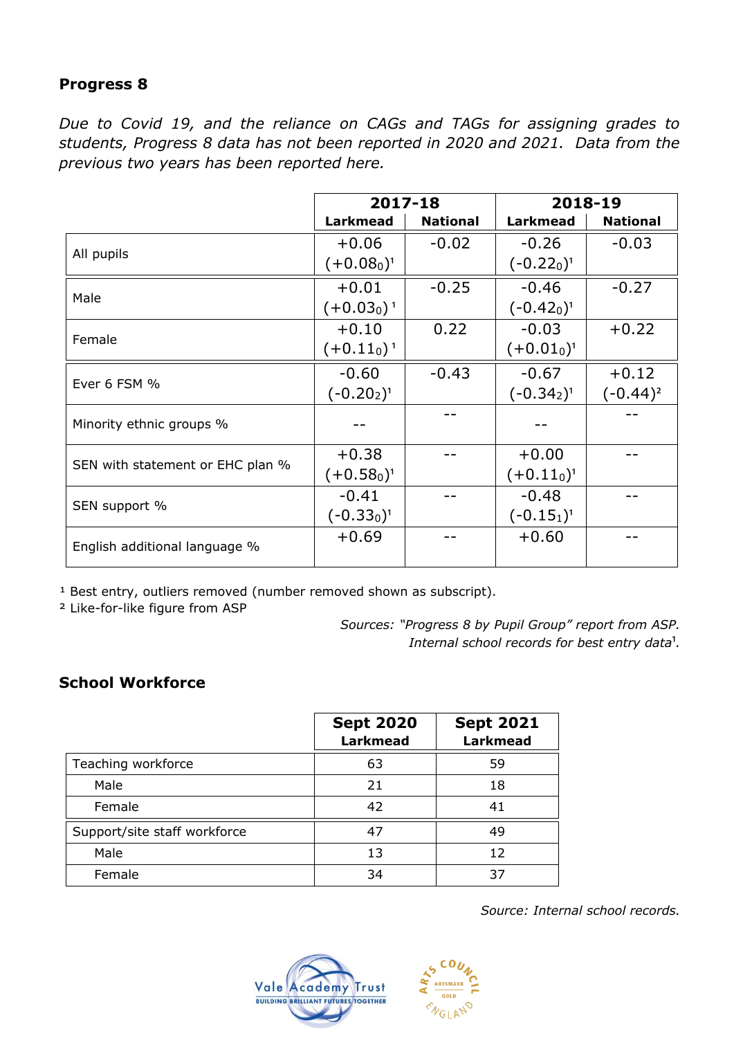### Progress 8

*Due to Covid 19, and the reliance on CAGs and TAGs for assigning grades to students, Progress 8 data has not been reported in 2020 and 2021. Data from the previous two years has been reported here.*

| | 2017-18 | | 2018-19 | |
|---|---|---|---|---|
| | Larkmead | National | Larkmead | National |
| All pupils | +0.06 (+0.08$_0$)[1] | -0.02 | -0.26 (-0.22$_0$)[1] | -0.03 |
| Male | +0.01 (+0.03$_0$)[1] | -0.25 | -0.46 (-0.42$_0$)[1] | -0.27 |
| Female | +0.10 (+0.11$_0$)[1] | 0.22 | -0.03 (+0.01$_0$)[1] | +0.22 |
| Ever 6 FSM % | -0.60 (-0.20$_2$)[1] | -0.43 | -0.67 (-0.34$_2$)[1] | +0.12 (-0.44)[2] |
| Minority ethnic groups % | -- | -- | -- | -- |
| SEN with statement or EHC plan % | +0.38 (+0.58$_0$)[1] | -- | +0.00 (+0.11$_0$)[1] | -- |
| SEN support % | -0.41 (-0.33$_0$)[1] | -- | -0.48 (-0.15$_1$)[1] | -- |
| English additional language % | +0.69 | -- | +0.60 | -- |

[1] Best entry, outliers removed (number removed shown as subscript).
[2] Like-for-like figure from ASP

*Sources: "Progress 8 by Pupil Group" report from ASP.*
*Internal school records for best entry data[1].*

### School Workforce

| | Sept 2020 Larkmead | Sept 2021 Larkmead |
|---|---|---|
| Teaching workforce | 63 | 59 |
| Male | 21 | 18 |
| Female | 42 | 41 |
| Support/site staff workforce | 47 | 49 |
| Male | 13 | 12 |
| Female | 34 | 37 |

*Source: Internal school records.*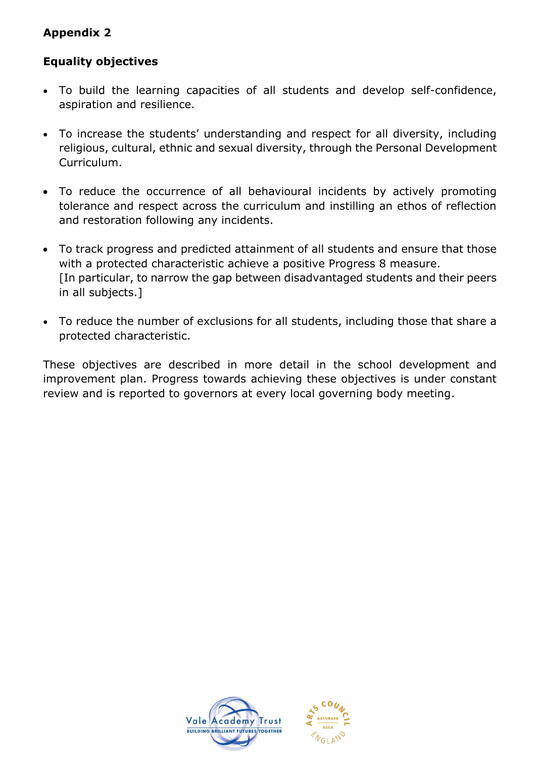**Appendix 2**

**Equality objectives**

- To build the learning capacities of all students and develop self-confidence, aspiration and resilience.
- To increase the students' understanding and respect for all diversity, including religious, cultural, ethnic and sexual diversity, through the Personal Development Curriculum.
- To reduce the occurrence of all behavioural incidents by actively promoting tolerance and respect across the curriculum and instilling an ethos of reflection and restoration following any incidents.
- To track progress and predicted attainment of all students and ensure that those with a protected characteristic achieve a positive Progress 8 measure.
  [In particular, to narrow the gap between disadvantaged students and their peers in all subjects.]
- To reduce the number of exclusions for all students, including those that share a protected characteristic.

These objectives are described in more detail in the school development and improvement plan. Progress towards achieving these objectives is under constant review and is reported to governors at every local governing body meeting.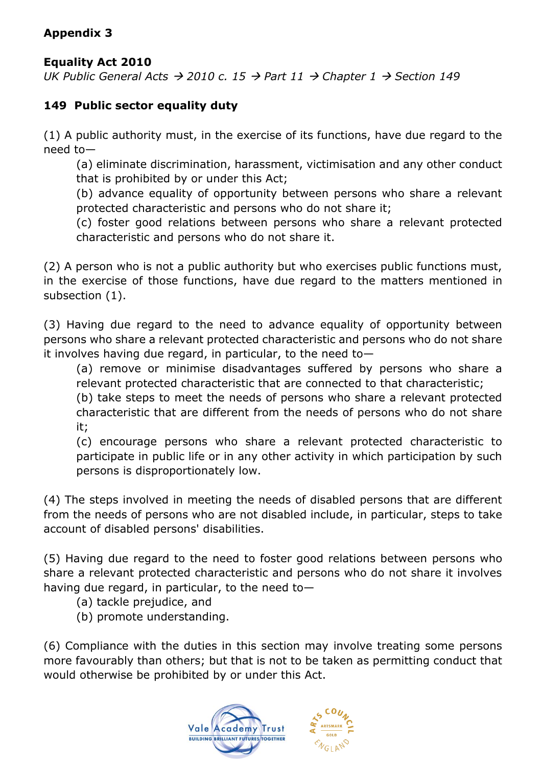**Appendix 3**

**Equality Act 2010**

*UK Public General Acts → 2010 c. 15 → Part 11 → Chapter 1 → Section 149*

**149 Public sector equality duty**

(1) A public authority must, in the exercise of its functions, have due regard to the need to—

> (a) eliminate discrimination, harassment, victimisation and any other conduct that is prohibited by or under this Act;
>
> (b) advance equality of opportunity between persons who share a relevant protected characteristic and persons who do not share it;
>
> (c) foster good relations between persons who share a relevant protected characteristic and persons who do not share it.

(2) A person who is not a public authority but who exercises public functions must, in the exercise of those functions, have due regard to the matters mentioned in subsection (1).

(3) Having due regard to the need to advance equality of opportunity between persons who share a relevant protected characteristic and persons who do not share it involves having due regard, in particular, to the need to—

> (a) remove or minimise disadvantages suffered by persons who share a relevant protected characteristic that are connected to that characteristic;
>
> (b) take steps to meet the needs of persons who share a relevant protected characteristic that are different from the needs of persons who do not share it;
>
> (c) encourage persons who share a relevant protected characteristic to participate in public life or in any other activity in which participation by such persons is disproportionately low.

(4) The steps involved in meeting the needs of disabled persons that are different from the needs of persons who are not disabled include, in particular, steps to take account of disabled persons' disabilities.

(5) Having due regard to the need to foster good relations between persons who share a relevant protected characteristic and persons who do not share it involves having due regard, in particular, to the need to—

> (a) tackle prejudice, and
>
> (b) promote understanding.

(6) Compliance with the duties in this section may involve treating some persons more favourably than others; but that is not to be taken as permitting conduct that would otherwise be prohibited by or under this Act.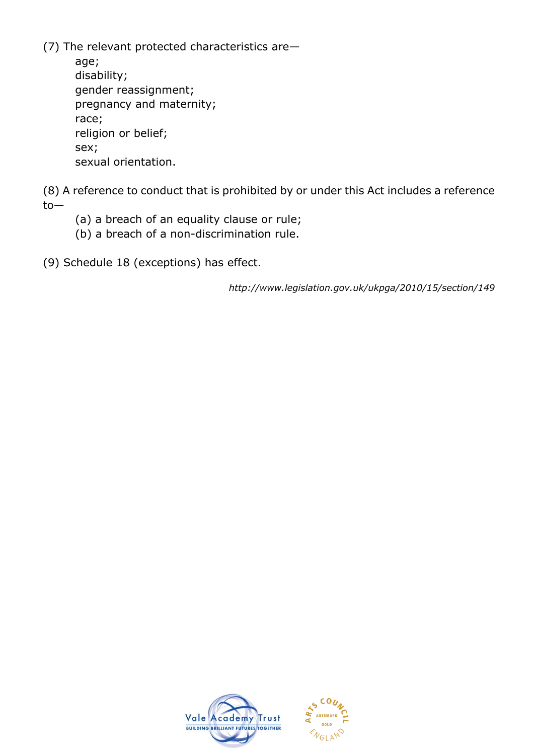(7) The relevant protected characteristics are—

age;
disability;
gender reassignment;
pregnancy and maternity;
race;
religion or belief;
sex;
sexual orientation.

(8) A reference to conduct that is prohibited by or under this Act includes a reference to—

(a) a breach of an equality clause or rule;
(b) a breach of a non-discrimination rule.

(9) Schedule 18 (exceptions) has effect.

*http://www.legislation.gov.uk/ukpga/2010/15/section/149*